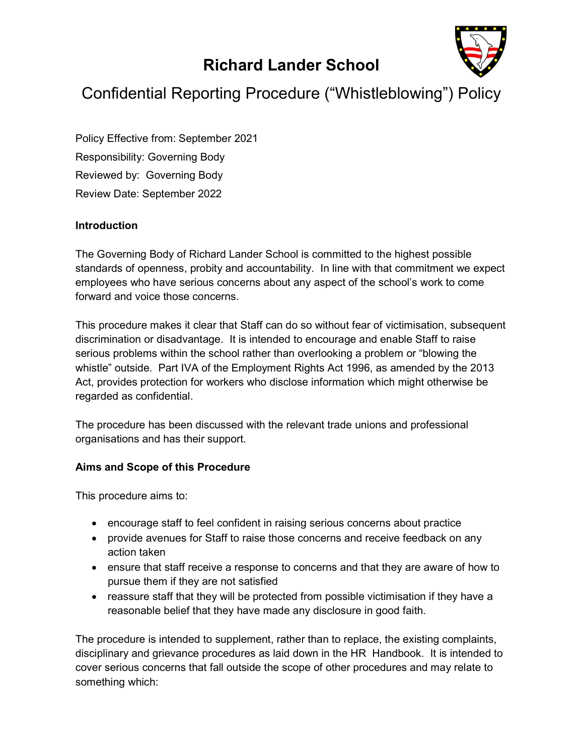# Richard Lander School

## Confidential Reporting Procedure ("Whistleblowing") Policy

Policy Effective from: September 2021

Responsibility: Governing Body

Reviewed by: Governing Body

Review Date: September 2022

### Introduction

The Governing Body of Richard Lander School is committed to the highest possible standards of openness, probity and accountability. In line with that commitment we expect employees who have serious concerns about any aspect of the school's work to come forward and voice those concerns.

This procedure makes it clear that Staff can do so without fear of victimisation, subsequent discrimination or disadvantage. It is intended to encourage and enable Staff to raise serious problems within the school rather than overlooking a problem or "blowing the whistle" outside. Part IVA of the Employment Rights Act 1996, as amended by the 2013 Act, provides protection for workers who disclose information which might otherwise be regarded as confidential.

The procedure has been discussed with the relevant trade unions and professional organisations and has their support.

### Aims and Scope of this Procedure

This procedure aims to:

- encourage staff to feel confident in raising serious concerns about practice
- provide avenues for Staff to raise those concerns and receive feedback on any action taken
- ensure that staff receive a response to concerns and that they are aware of how to pursue them if they are not satisfied
- reassure staff that they will be protected from possible victimisation if they have a reasonable belief that they have made any disclosure in good faith.

The procedure is intended to supplement, rather than to replace, the existing complaints, disciplinary and grievance procedures as laid down in the HR Handbook. It is intended to cover serious concerns that fall outside the scope of other procedures and may relate to something which: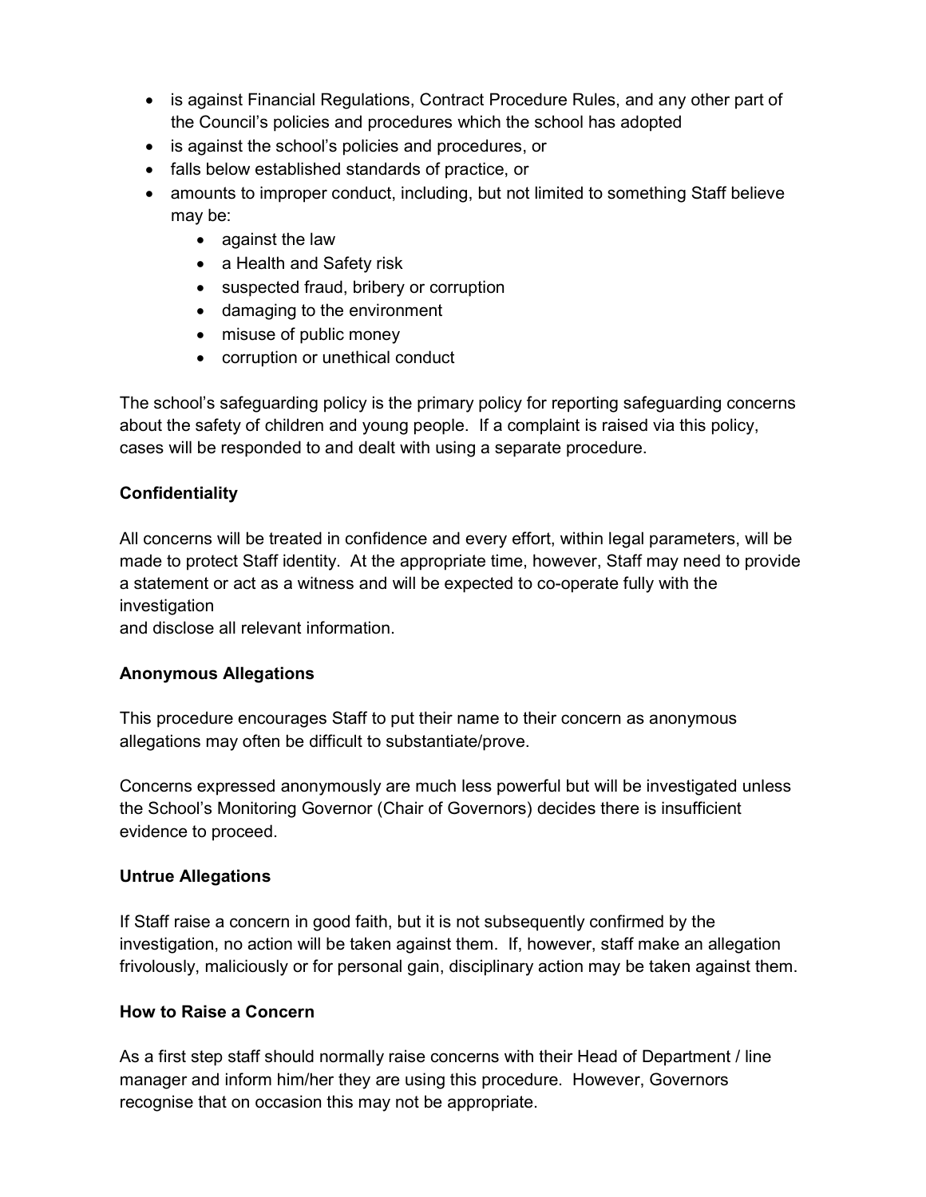- is against Financial Regulations, Contract Procedure Rules, and any other part of the Council's policies and procedures which the school has adopted
- is against the school's policies and procedures, or
- falls below established standards of practice, or
- amounts to improper conduct, including, but not limited to something Staff believe may be:
  - against the law
  - a Health and Safety risk
  - suspected fraud, bribery or corruption
  - damaging to the environment
  - misuse of public money
  - corruption or unethical conduct

The school's safeguarding policy is the primary policy for reporting safeguarding concerns about the safety of children and young people. If a complaint is raised via this policy, cases will be responded to and dealt with using a separate procedure.

**Confidentiality**

All concerns will be treated in confidence and every effort, within legal parameters, will be made to protect Staff identity. At the appropriate time, however, Staff may need to provide a statement or act as a witness and will be expected to co-operate fully with the investigation
and disclose all relevant information.

**Anonymous Allegations**

This procedure encourages Staff to put their name to their concern as anonymous allegations may often be difficult to substantiate/prove.

Concerns expressed anonymously are much less powerful but will be investigated unless the School's Monitoring Governor (Chair of Governors) decides there is insufficient evidence to proceed.

**Untrue Allegations**

If Staff raise a concern in good faith, but it is not subsequently confirmed by the investigation, no action will be taken against them. If, however, staff make an allegation frivolously, maliciously or for personal gain, disciplinary action may be taken against them.

**How to Raise a Concern**

As a first step staff should normally raise concerns with their Head of Department / line manager and inform him/her they are using this procedure. However, Governors recognise that on occasion this may not be appropriate.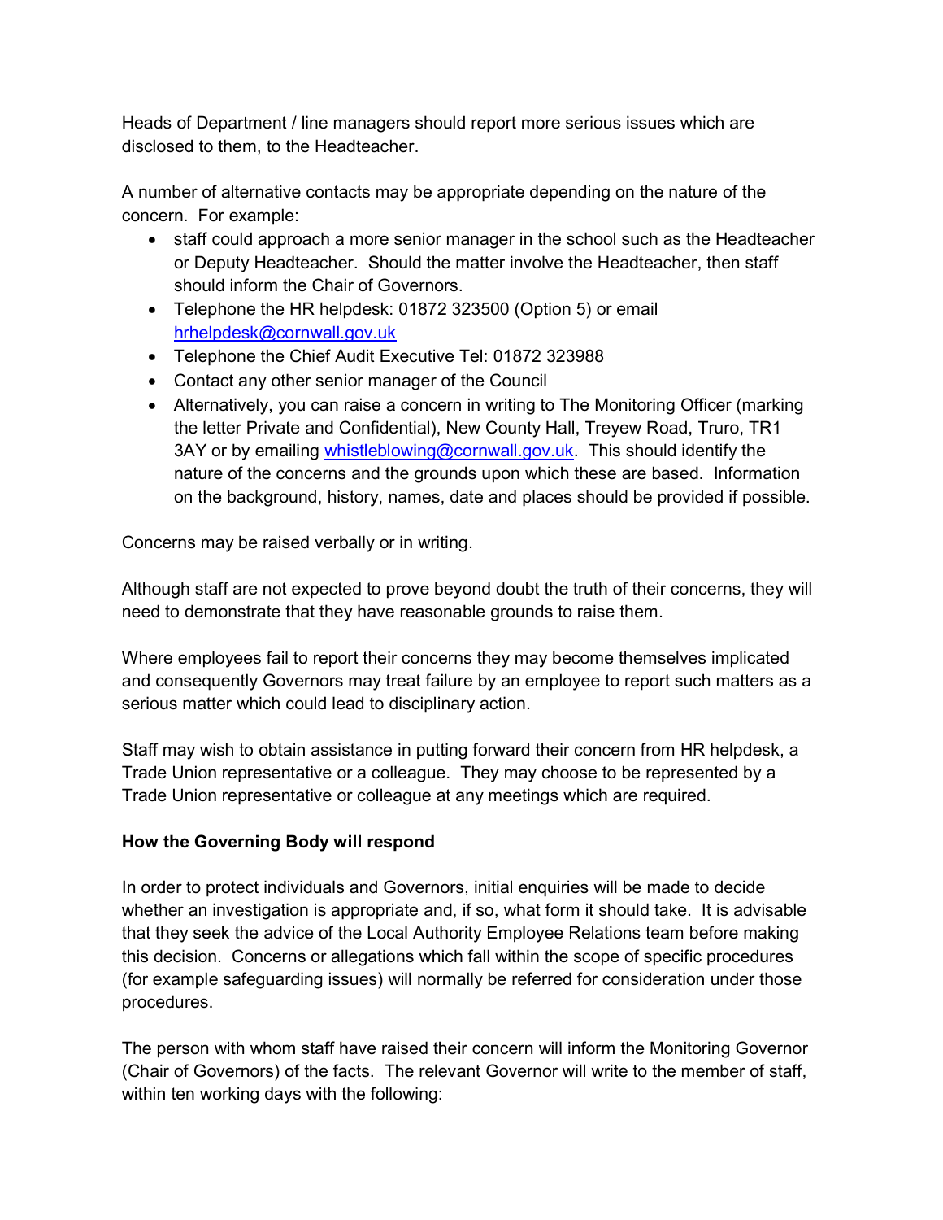Heads of Department / line managers should report more serious issues which are disclosed to them, to the Headteacher.

A number of alternative contacts may be appropriate depending on the nature of the concern. For example:

- staff could approach a more senior manager in the school such as the Headteacher or Deputy Headteacher. Should the matter involve the Headteacher, then staff should inform the Chair of Governors.
- Telephone the HR helpdesk: 01872 323500 (Option 5) or email hrhelpdesk@cornwall.gov.uk
- Telephone the Chief Audit Executive Tel: 01872 323988
- Contact any other senior manager of the Council
- Alternatively, you can raise a concern in writing to The Monitoring Officer (marking the letter Private and Confidential), New County Hall, Treyew Road, Truro, TR1 3AY or by emailing whistleblowing@cornwall.gov.uk. This should identify the nature of the concerns and the grounds upon which these are based. Information on the background, history, names, date and places should be provided if possible.

Concerns may be raised verbally or in writing.

Although staff are not expected to prove beyond doubt the truth of their concerns, they will need to demonstrate that they have reasonable grounds to raise them.

Where employees fail to report their concerns they may become themselves implicated and consequently Governors may treat failure by an employee to report such matters as a serious matter which could lead to disciplinary action.

Staff may wish to obtain assistance in putting forward their concern from HR helpdesk, a Trade Union representative or a colleague. They may choose to be represented by a Trade Union representative or colleague at any meetings which are required.

**How the Governing Body will respond**

In order to protect individuals and Governors, initial enquiries will be made to decide whether an investigation is appropriate and, if so, what form it should take. It is advisable that they seek the advice of the Local Authority Employee Relations team before making this decision. Concerns or allegations which fall within the scope of specific procedures (for example safeguarding issues) will normally be referred for consideration under those procedures.

The person with whom staff have raised their concern will inform the Monitoring Governor (Chair of Governors) of the facts. The relevant Governor will write to the member of staff, within ten working days with the following: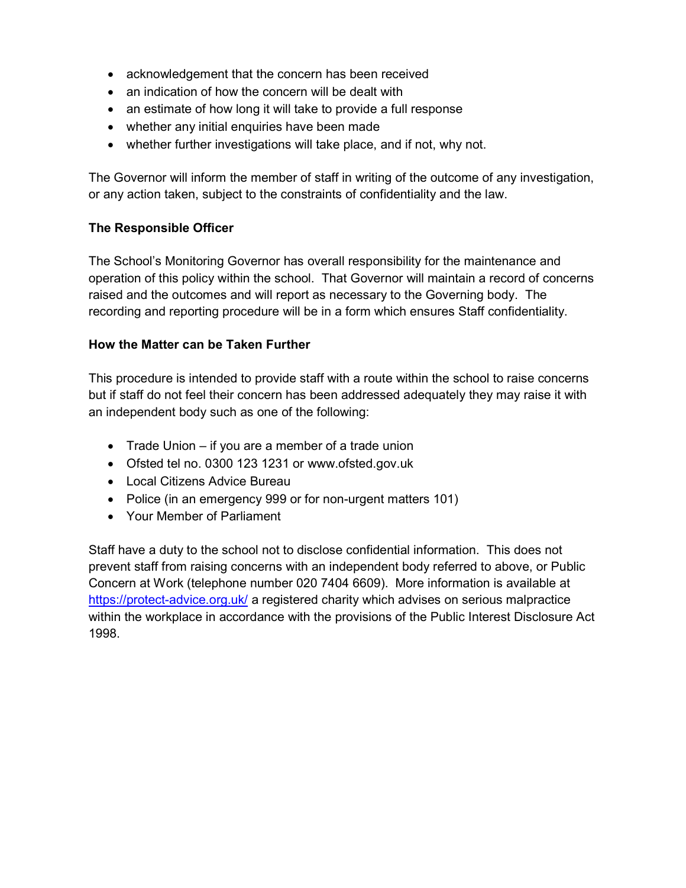- acknowledgement that the concern has been received
- an indication of how the concern will be dealt with
- an estimate of how long it will take to provide a full response
- whether any initial enquiries have been made
- whether further investigations will take place, and if not, why not.

The Governor will inform the member of staff in writing of the outcome of any investigation, or any action taken, subject to the constraints of confidentiality and the law.

**The Responsible Officer**

The School's Monitoring Governor has overall responsibility for the maintenance and operation of this policy within the school. That Governor will maintain a record of concerns raised and the outcomes and will report as necessary to the Governing body. The recording and reporting procedure will be in a form which ensures Staff confidentiality.

**How the Matter can be Taken Further**

This procedure is intended to provide staff with a route within the school to raise concerns but if staff do not feel their concern has been addressed adequately they may raise it with an independent body such as one of the following:

- Trade Union – if you are a member of a trade union
- Ofsted tel no. 0300 123 1231 or www.ofsted.gov.uk
- Local Citizens Advice Bureau
- Police (in an emergency 999 or for non-urgent matters 101)
- Your Member of Parliament

Staff have a duty to the school not to disclose confidential information. This does not prevent staff from raising concerns with an independent body referred to above, or Public Concern at Work (telephone number 020 7404 6609). More information is available at [https://protect-advice.org.uk/](https://protect-advice.org.uk/) a registered charity which advises on serious malpractice within the workplace in accordance with the provisions of the Public Interest Disclosure Act 1998.